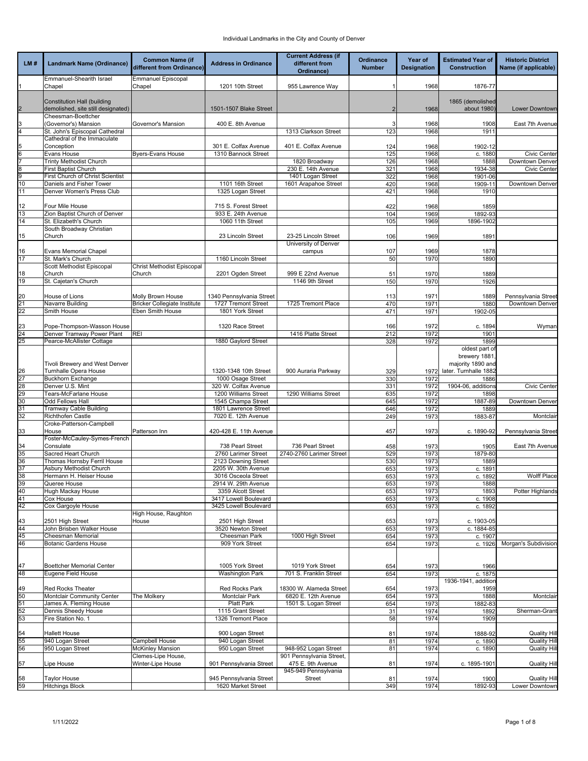Individual Landmarks in the City and County of Denver

| LM # | Landmark Name (Ordinance) | Common Name (if different from Ordinance) | Address in Ordinance | Current Address (if different from Ordinance) | Ordinance Number | Year of Designation | Estimated Year of Construction | Historic District Name (if applicable) |
|---|---|---|---|---|---|---|---|---|
| 1 | Emmanuel-Shearith Israel Chapel | Emmanuel Episcopal Chapel | 1201 10th Street | 955 Lawrence Way | 1 | 1968 | 1876-77 | |
| 2 | Constitution Hall (building demolished, site still designated) | | 1501-1507 Blake Street | | 2 | 1968 | 1865 (demolished about 1980) | Lower Downtown |
| 3 | Cheesman-Boettcher (Governor's) Mansion | Governor's Mansion | 400 E. 8th Avenue | | 3 | 1968 | 1908 | East 7th Avenue |
| 4 | St. John's Episcopal Cathedral | | | 1313 Clarkson Street | 123 | 1968 | 1911 | |
| 5 | Cathedral of the Immaculate Conception | | 301 E. Colfax Avenue | 401 E. Colfax Avenue | 124 | 1968 | 1902-12 | |
| 6 | Evans House | Byers-Evans House | 1310 Bannock Street | | 125 | 1968 | c. 1880 | Civic Center |
| 7 | Trinty Methodist Church | | | 1820 Broadway | 126 | 1968 | 1888 | Downtown Denver |
| 8 | First Baptist Church | | | 230 E. 14th Avenue | 321 | 1968 | 1934-38 | Civic Center |
| 9 | First Church of Christ Scientist | | | 1401 Logan Street | 322 | 1968 | 1901-06 | |
| 10 | Daniels and Fisher Tower | | 1101 16th Street | 1601 Arapahoe Street | 420 | 1968 | 1909-11 | Downtown Denver |
| 11 | Denver Women's Press Club | | 1325 Logan Street | | 421 | 1968 | 1910 | |
| 12 | Four Mile House | | 715 S. Forest Street | | 422 | 1968 | 1859 | |
| 13 | Zion Baptist Church of Denver | | 933 E. 24th Avenue | | 104 | 1969 | 1892-93 | |
| 14 | St. Elizabeth's Church | | 1060 11th Street | | 105 | 1969 | 1896-1902 | |
| 15 | South Broadway Christian Church | | 23 Lincoln Street | 23-25 Lincoln Street | 106 | 1969 | 1891 | |
| 16 | Evans Memorial Chapel | | | University of Denver campus | 107 | 1969 | 1878 | |
| 17 | St. Mark's Church | | 1160 Lincoln Street | | 50 | 1970 | 1890 | |
| 18 | Scott Methodist Episcopal Church | Christ Methodist Episcopal Church | 2201 Ogden Street | 999 E 22nd Avenue | 51 | 1970 | 1889 | |
| 19 | St. Cajetan's Church | | | 1146 9th Street | 150 | 1970 | 1926 | |
| 20 | House of Lions | Molly Brown House | 1340 Pennsylvania Street | | 113 | 1971 | 1889 | Pennsylvania Street |
| 21 | Navarre Building | Bricker Collegiate Institute | 1727 Tremont Street | 1725 Tremont Place | 470 | 1971 | 1880 | Downtown Denver |
| 22 | Smith House | Eben Smith House | 1801 York Street | | 471 | 1971 | 1902-05 | |
| 23 | Pope-Thompson-Wasson House | | 1320 Race Street | | 166 | 1972 | c. 1894 | Wyman |
| 24 | Denver Tramway Power Plant | REI | | 1416 Platte Street | 212 | 1972 | 1901 | |
| 25 | Pearce-McAllister Cottage | | 1880 Gaylord Street | | 328 | 1972 | 1899 | |
| 26 | Tivoli Brewery and West Denver Turnhalle Opera House | | 1320-1348 10th Street | 900 Auraria Parkway | 329 | 1972 | oldest part of brewery 1881, majority 1890 and later. Turnhalle 1882 | |
| 27 | Buckhorn Exchange | | 1000 Osage Street | | 330 | 1972 | 1886 | |
| 28 | Denver U.S. Mint | | 320 W. Colfax Avenue | | 331 | 1972 | 1904-06, additions | Civic Center |
| 29 | Tears-McFarlane House | | 1200 Williams Street | 1290 Williams Street | 635 | 1972 | 1898 | |
| 30 | Odd Fellows Hall | | 1545 Champa Street | | 645 | 1972 | 1887-89 | Downtown Denver |
| 31 | Tramway Cable Building | | 1801 Lawrence Street | | 646 | 1972 | 1889 | |
| 32 | Richthofen Castle | | 7020 E. 12th Avenue | | 249 | 1973 | 1883-87 | Montclair |
| 33 | Croke-Patterson-Campbell House | Patterson Inn | 420-428 E. 11th Avenue | | 457 | 1973 | c. 1890-92 | Pennsylvania Street |
| 34 | Foster-McCauley-Symes-French Consulate | | 738 Pearl Street | 736 Pearl Street | 458 | 1973 | 1905 | East 7th Avenue |
| 35 | Sacred Heart Church | | 2760 Larimer Street | 2740-2760 Larimer Street | 529 | 1973 | 1879-80 | |
| 36 | Thomas Hornsby Ferril House | | 2123 Downing Street | | 530 | 1973 | 1889 | |
| 37 | Asbury Methodist Church | | 2205 W. 30th Avenue | | 653 | 1973 | c. 1891 | |
| 38 | Hermann H. Heiser House | | 3016 Osceola Street | | 653 | 1973 | c. 1892 | Wolff Place |
| 39 | Queree House | | 2914 W. 29th Avenue | | 653 | 1973 | 1888 | |
| 40 | Hugh Mackay House | | 3359 Alcott Street | | 653 | 1973 | 1893 | Potter Highlands |
| 41 | Cox House | | 3417 Lowell Boulevard | | 653 | 1973 | c. 1908 | |
| 42 | Cox Gargoyle House | | 3425 Lowell Boulevard | | 653 | 1973 | c. 1892 | |
| 43 | 2501 High Street | High House, Raughton House | 2501 High Street | | 653 | 1973 | c. 1903-05 | |
| 44 | John Brisben Walker House | | 3520 Newton Street | | 653 | 1973 | c. 1884-85 | |
| 45 | Cheesman Memorial | | Cheesman Park | 1000 High Street | 654 | 1973 | c. 1907 | |
| 46 | Botanic Gardens House | | 909 York Street | | 654 | 1973 | c. 1926 | Morgan's Subdivision |
| 47 | Boettcher Memorial Center | | 1005 York Street | 1019 York Street | 654 | 1973 | 1966 | |
| 48 | Eugene Field House | | Washington Park | 701 S. Franklin Street | 654 | 1973 | c. 1875 | |
| 49 | Red Rocks Theater | | Red Rocks Park | 18300 W. Alameda Street | 654 | 1973 | 1936-1941, addition 1959 | |
| 50 | Montclair Community Center | The Molkery | Montclair Park | 6820 E. 12th Avenue | 654 | 1973 | 1888 | Montclair |
| 51 | James A. Fleming House | | Platt Park | 1501 S. Logan Street | 654 | 1973 | 1882-83 | |
| 52 | Dennis Sheedy House | | 1115 Grant Street | | 31 | 1974 | 1892 | Sherman-Grant |
| 53 | Fire Station No. 1 | | 1326 Tremont Place | | 58 | 1974 | 1909 | |
| 54 | Hallett House | | 900 Logan Street | | 81 | 1974 | 1888-92 | Quality Hill |
| 55 | 940 Logan Street | Campbell House | 940 Logan Street | | 81 | 1974 | c. 1890 | Quality Hill |
| 56 | 950 Logan Street | McKinley Mansion | 950 Logan Street | 948-952 Logan Street | 81 | 1974 | c. 1890 | Quality Hill |
| 57 | Lipe House | Clemes-Lipe House, Winter-Lipe House | 901 Pennsylvania Street | 901 Pennsylvania Street, 475 E. 9th Avenue | 81 | 1974 | c. 1895-1901 | Quality Hill |
| 58 | Taylor House | | 945 Pennsylvania Street | 945-949 Pennsylvania Street | 81 | 1974 | 1900 | Quality Hill |
| 59 | Hitchings Block | | 1620 Market Street | | 349 | 1974 | 1892-93 | Lower Downtown |

1/11/2022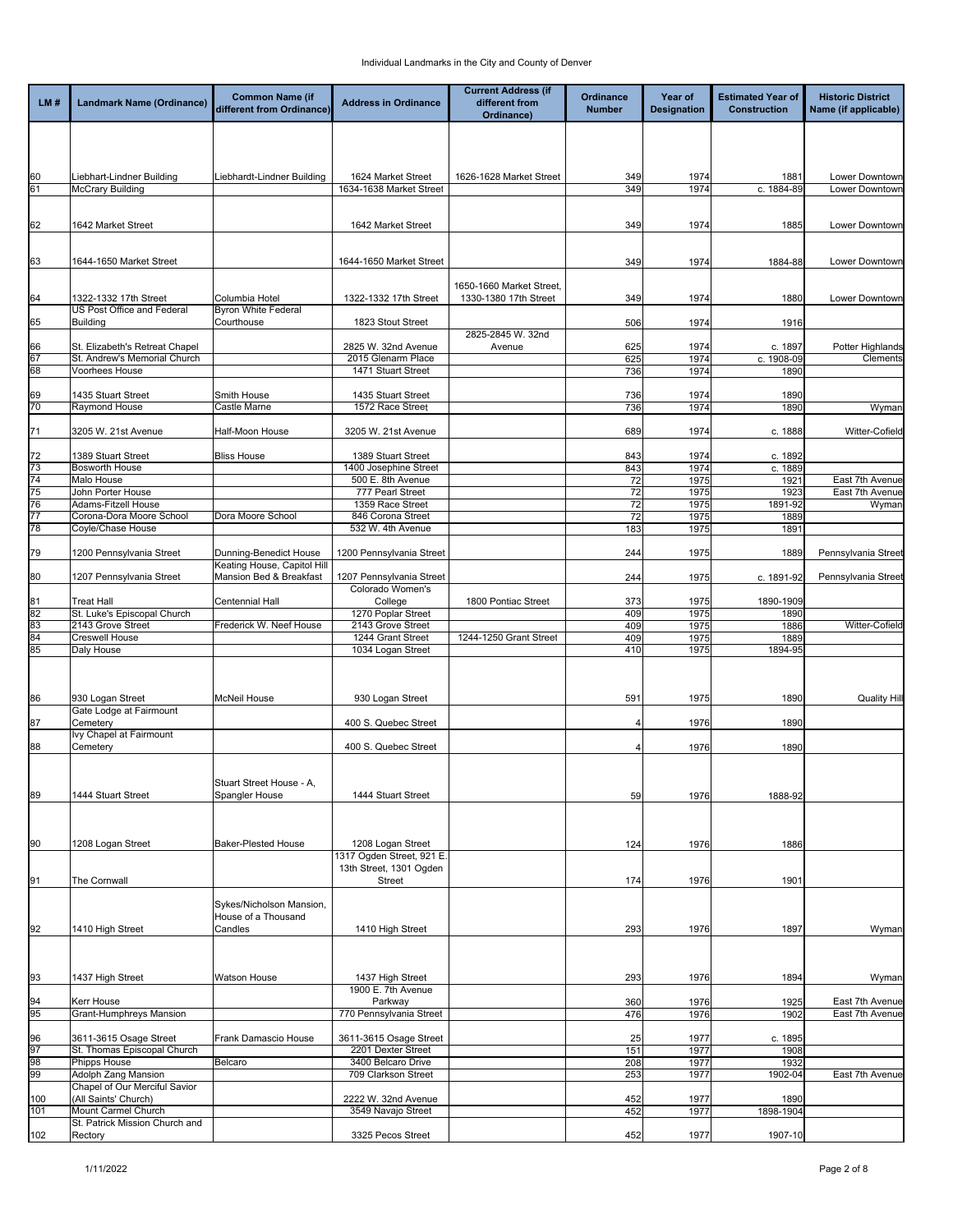Individual Landmarks in the City and County of Denver

| LM # | Landmark Name (Ordinance) | Common Name (if different from Ordinance) | Address in Ordinance | Current Address (if different from Ordinance) | Ordinance Number | Year of Designation | Estimated Year of Construction | Historic District Name (if applicable) |
|---|---|---|---|---|---|---|---|---|
| 60 | Liebhart-Lindner Building | Liebhardt-Lindner Building | 1624 Market Street | 1626-1628 Market Street | 349 | 1974 | 1881 | Lower Downtown |
| 61 | McCrary Building | | 1634-1638 Market Street | | 349 | 1974 | c. 1884-89 | Lower Downtown |
| 62 | 1642 Market Street | | 1642 Market Street | | 349 | 1974 | 1885 | Lower Downtown |
| 63 | 1644-1650 Market Street | | 1644-1650 Market Street | | 349 | 1974 | 1884-88 | Lower Downtown |
| 64 | 1322-1332 17th Street | Columbia Hotel | 1322-1332 17th Street | 1650-1660 Market Street, 1330-1380 17th Street | 349 | 1974 | 1880 | Lower Downtown |
| 65 | US Post Office and Federal Building | Byron White Federal Courthouse | 1823 Stout Street | | 506 | 1974 | 1916 | |
| 66 | St. Elizabeth's Retreat Chapel | | 2825 W. 32nd Avenue | 2825-2845 W. 32nd Avenue | 625 | 1974 | c. 1897 | Potter Highlands |
| 67 | St. Andrew's Memorial Church | | 2015 Glenarm Place | | 625 | 1974 | c. 1908-09 | Clements |
| 68 | Voorhees House | | 1471 Stuart Street | | 736 | 1974 | 1890 | |
| 69 | 1435 Stuart Street | Smith House | 1435 Stuart Street | | 736 | 1974 | 1890 | |
| 70 | Raymond House | Castle Marne | 1572 Race Street | | 736 | 1974 | 1890 | Wyman |
| 71 | 3205 W. 21st Avenue | Half-Moon House | 3205 W. 21st Avenue | | 689 | 1974 | c. 1888 | Witter-Cofield |
| 72 | 1389 Stuart Street | Bliss House | 1389 Stuart Street | | 843 | 1974 | c. 1892 | |
| 73 | Bosworth House | | 1400 Josephine Street | | 843 | 1974 | c. 1889 | |
| 74 | Malo House | | 500 E. 8th Avenue | | 72 | 1975 | 1921 | East 7th Avenue |
| 75 | John Porter House | | 777 Pearl Street | | 72 | 1975 | 1923 | East 7th Avenue |
| 76 | Adams-Fitzell House | | 1359 Race Street | | 72 | 1975 | 1891-92 | Wyman |
| 77 | Corona-Dora Moore School | Dora Moore School | 846 Corona Street | | 72 | 1975 | 1889 | |
| 78 | Coyle/Chase House | | 532 W. 4th Avenue | | 183 | 1975 | 1891 | |
| 79 | 1200 Pennsylvania Street | Dunning-Benedict House | 1200 Pennsylvania Street | | 244 | 1975 | 1889 | Pennsylvania Street |
| 80 | 1207 Pennsylvania Street | Keating House, Capitol Hill Mansion Bed & Breakfast | 1207 Pennsylvania Street | | 244 | 1975 | c. 1891-92 | Pennsylvania Street |
| 81 | Treat Hall | Centennial Hall | Colorado Women's College | 1800 Pontiac Street | 373 | 1975 | 1890-1909 | |
| 82 | St. Luke's Episcopal Church | | 1270 Poplar Street | | 409 | 1975 | 1890 | |
| 83 | 2143 Grove Street | Frederick W. Neef House | 2143 Grove Street | | 409 | 1975 | 1886 | Witter-Cofield |
| 84 | Creswell House | | 1244 Grant Street | 1244-1250 Grant Street | 409 | 1975 | 1889 | |
| 85 | Daly House | | 1034 Logan Street | | 410 | 1975 | 1894-95 | |
| 86 | 930 Logan Street | McNeil House | 930 Logan Street | | 591 | 1975 | 1890 | Quality Hill |
| 87 | Gate Lodge at Fairmount Cemetery | | 400 S. Quebec Street | | 4 | 1976 | 1890 | |
| 88 | Ivy Chapel at Fairmount Cemetery | | 400 S. Quebec Street | | 4 | 1976 | 1890 | |
| 89 | 1444 Stuart Street | Stuart Street House - A, Spangler House | 1444 Stuart Street | | 59 | 1976 | 1888-92 | |
| 90 | 1208 Logan Street | Baker-Plested House | 1208 Logan Street | | 124 | 1976 | 1886 | |
| 91 | The Cornwall | | 1317 Ogden Street, 921 E. 13th Street, 1301 Ogden Street | | 174 | 1976 | 1901 | |
| 92 | 1410 High Street | Sykes/Nicholson Mansion, House of a Thousand Candles | 1410 High Street | | 293 | 1976 | 1897 | Wyman |
| 93 | 1437 High Street | Watson House | 1437 High Street | | 293 | 1976 | 1894 | Wyman |
| 94 | Kerr House | | 1900 E. 7th Avenue Parkway | | 360 | 1976 | 1925 | East 7th Avenue |
| 95 | Grant-Humphreys Mansion | | 770 Pennsylvania Street | | 476 | 1976 | 1902 | East 7th Avenue |
| 96 | 3611-3615 Osage Street | Frank Damascio House | 3611-3615 Osage Street | | 25 | 1977 | c. 1895 | |
| 97 | St. Thomas Episcopal Church | | 2201 Dexter Street | | 151 | 1977 | 1908 | |
| 98 | Phipps House | Belcaro | 3400 Belcaro Drive | | 208 | 1977 | 1932 | |
| 99 | Adolph Zang Mansion | | 709 Clarkson Street | | 253 | 1977 | 1902-04 | East 7th Avenue |
| 100 | Chapel of Our Merciful Savior (All Saints' Church) | | 2222 W. 32nd Avenue | | 452 | 1977 | 1890 | |
| 101 | Mount Carmel Church | | 3549 Navajo Street | | 452 | 1977 | 1898-1904 | |
| 102 | St. Patrick Mission Church and Rectory | | 3325 Pecos Street | | 452 | 1977 | 1907-10 | |

1/11/2022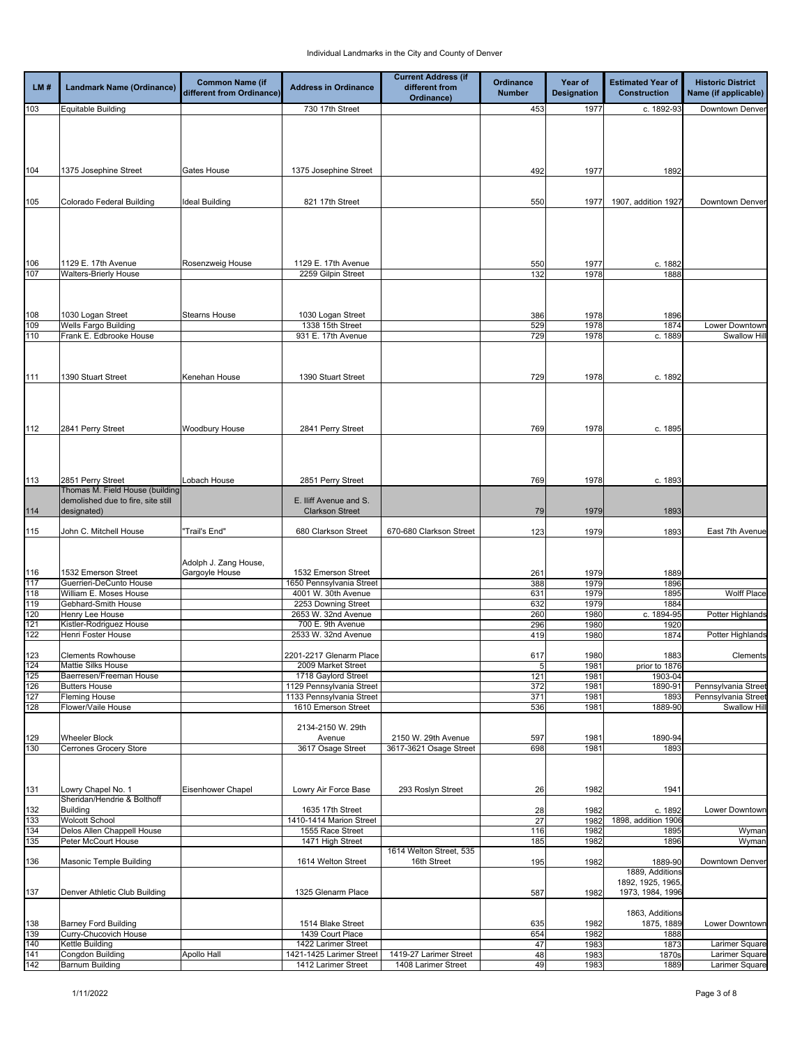# Individual Landmarks in the City and County of Denver

| LM # | Landmark Name (Ordinance) | Common Name (if different from Ordinance) | Address in Ordinance | Current Address (if different from Ordinance) | Ordinance Number | Year of Designation | Estimated Year of Construction | Historic District Name (if applicable) |
|---|---|---|---|---|---|---|---|---|
| 103 | Equitable Building | | 730 17th Street | | 453 | 1977 | c. 1892-93 | Downtown Denver |
| 104 | 1375 Josephine Street | Gates House | 1375 Josephine Street | | 492 | 1977 | 1892 | |
| 105 | Colorado Federal Building | Ideal Building | 821 17th Street | | 550 | 1977 | 1907, addition 1927 | Downtown Denver |
| 106 | 1129 E. 17th Avenue | Rosenzweig House | 1129 E. 17th Avenue | | 550 | 1977 | c. 1882 | |
| 107 | Walters-Brierly House | | 2259 Gilpin Street | | 132 | 1978 | 1888 | |
| 108 | 1030 Logan Street | Stearns House | 1030 Logan Street | | 386 | 1978 | 1896 | |
| 109 | Wells Fargo Building | | 1338 15th Street | | 529 | 1978 | 1874 | Lower Downtown |
| 110 | Frank E. Edbrooke House | | 931 E. 17th Avenue | | 729 | 1978 | c. 1889 | Swallow Hill |
| 111 | 1390 Stuart Street | Kenehan House | 1390 Stuart Street | | 729 | 1978 | c. 1892 | |
| 112 | 2841 Perry Street | Woodbury House | 2841 Perry Street | | 769 | 1978 | c. 1895 | |
| 113 | 2851 Perry Street | Lobach House | 2851 Perry Street | | 769 | 1978 | c. 1893 | |
| 114 | Thomas M. Field House (building demolished due to fire, site still designated) | | E. Iliff Avenue and S. Clarkson Street | | 79 | 1979 | 1893 | |
| 115 | John C. Mitchell House | "Trail's End" | 680 Clarkson Street | 670-680 Clarkson Street | 123 | 1979 | 1893 | East 7th Avenue |
| 116 | 1532 Emerson Street | Adolph J. Zang House, Gargoyle House | 1532 Emerson Street | | 261 | 1979 | 1889 | |
| 117 | Guerrieri-DeCunto House | | 1650 Pennsylvania Street | | 388 | 1979 | 1896 | |
| 118 | William E. Moses House | | 4001 W. 30th Avenue | | 631 | 1979 | 1895 | Wolff Place |
| 119 | Gebhard-Smith House | | 2253 Downing Street | | 632 | 1979 | 1884 | |
| 120 | Henry Lee House | | 2653 W. 32nd Avenue | | 260 | 1980 | c. 1894-95 | Potter Highlands |
| 121 | Kistler-Rodriguez House | | 700 E. 9th Avenue | | 296 | 1980 | 1920 | |
| 122 | Henri Foster House | | 2533 W. 32nd Avenue | | 419 | 1980 | 1874 | Potter Highlands |
| 123 | Clements Rowhouse | | 2201-2217 Glenarm Place | | 617 | 1980 | 1883 | Clements |
| 124 | Mattie Silks House | | 2009 Market Street | | 5 | 1981 | prior to 1876 | |
| 125 | Baerresen/Freeman House | | 1718 Gaylord Street | | 121 | 1981 | 1903-04 | |
| 126 | Butters House | | 1129 Pennsylvania Street | | 372 | 1981 | 1890-91 | Pennsylvania Street |
| 127 | Fleming House | | 1133 Pennsylvania Street | | 371 | 1981 | 1893 | Pennsylvania Street |
| 128 | Flower/Vaile House | | 1610 Emerson Street | | 536 | 1981 | 1889-90 | Swallow Hill |
| 129 | Wheeler Block | | 2134-2150 W. 29th Avenue | 2150 W. 29th Avenue | 597 | 1981 | 1890-94 | |
| 130 | Cerrones Grocery Store | | 3617 Osage Street | 3617-3621 Osage Street | 698 | 1981 | 1893 | |
| 131 | Lowry Chapel No. 1 | Eisenhower Chapel | Lowry Air Force Base | 293 Roslyn Street | 26 | 1982 | 1941 | |
| 132 | Sheridan/Hendrie & Bolthoff Building | | 1635 17th Street | | 28 | 1982 | c. 1892 | Lower Downtown |
| 133 | Wolcott School | | 1410-1414 Marion Street | | 27 | 1982 | 1898, addition 1906 | |
| 134 | Delos Allen Chappell House | | 1555 Race Street | | 116 | 1982 | 1895 | Wyman |
| 135 | Peter McCourt House | | 1471 High Street | | 185 | 1982 | 1896 | Wyman |
| 136 | Masonic Temple Building | | 1614 Welton Street | 1614 Welton Street, 535 16th Street | 195 | 1982 | 1889-90 | Downtown Denver |
| 137 | Denver Athletic Club Building | | 1325 Glenarm Place | | 587 | 1982 | 1889, Additions 1892, 1925, 1965, 1973, 1984, 1996 | |
| 138 | Barney Ford Building | | 1514 Blake Street | | 635 | 1982 | 1863, Additions 1875, 1889 | Lower Downtown |
| 139 | Curry-Chucovich House | | 1439 Court Place | | 654 | 1982 | 1888 | |
| 140 | Kettle Building | | 1422 Larimer Street | | 47 | 1983 | 1873 | Larimer Square |
| 141 | Congdon Building | Apollo Hall | 1421-1425 Larimer Street | 1419-27 Larimer Street | 48 | 1983 | 1870s | Larimer Square |
| 142 | Barnum Building | | 1412 Larimer Street | 1408 Larimer Street | 49 | 1983 | 1889 | Larimer Square |

1/11/2022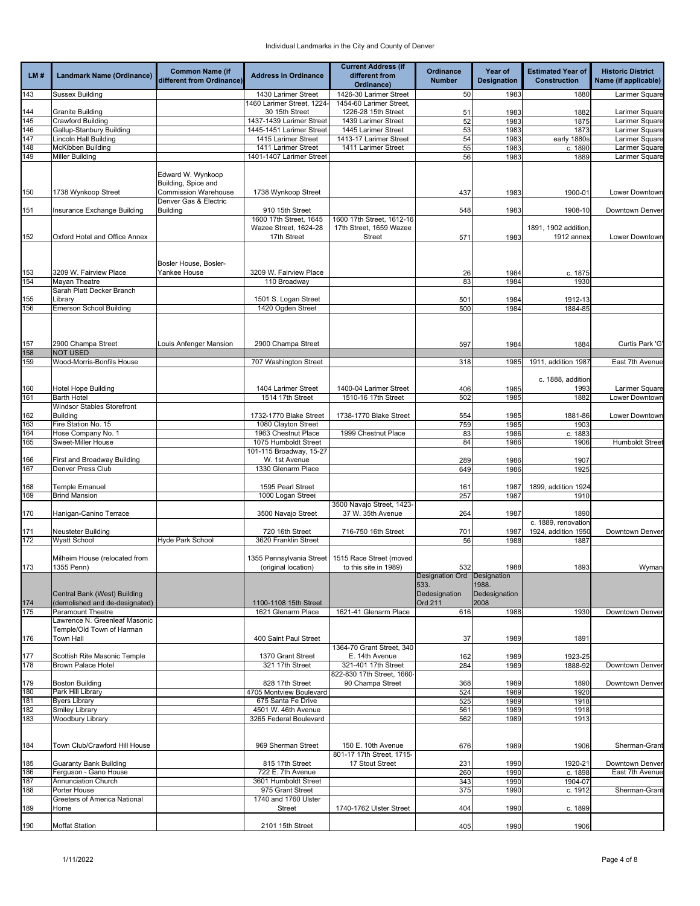Individual Landmarks in the City and County of Denver

| LM # | Landmark Name (Ordinance) | Common Name (if different from Ordinance) | Address in Ordinance | Current Address (if different from Ordinance) | Ordinance Number | Year of Designation | Estimated Year of Construction | Historic District Name (if applicable) |
|---|---|---|---|---|---|---|---|---|
| 143 | Sussex Building | | 1430 Larimer Street | 1426-30 Larimer Street | 50 | 1983 | 1880 | Larimer Square |
| 144 | Granite Building | | 1460 Larimer Street, 1224-30 15th Street | 1454-60 Larimer Street, 1226-28 15th Street | 51 | 1983 | 1882 | Larimer Square |
| 145 | Crawford Building | | 1437-1439 Larimer Street | 1439 Larimer Street | 52 | 1983 | 1875 | Larimer Square |
| 146 | Gallup-Stanbury Building | | 1445-1451 Larimer Street | 1445 Larimer Street | 53 | 1983 | 1873 | Larimer Square |
| 147 | Lincoln Hall Building | | 1415 Larimer Street | 1413-17 Larimer Street | 54 | 1983 | early 1880s | Larimer Square |
| 148 | McKibben Building | | 1411 Larimer Street | 1411 Larimer Street | 55 | 1983 | c. 1890 | Larimer Square |
| 149 | Miller Building | | 1401-1407 Larimer Street | | 56 | 1983 | 1889 | Larimer Square |
| 150 | 1738 Wynkoop Street | Edward W. Wynkoop Building, Spice and Commission Warehouse | 1738 Wynkoop Street | | 437 | 1983 | 1900-01 | Lower Downtown |
| 151 | Insurance Exchange Building | Denver Gas & Electric Building | 910 15th Street | | 548 | 1983 | 1908-10 | Downtown Denver |
| 152 | Oxford Hotel and Office Annex | | 1600 17th Street, 1645 Wazee Street, 1624-28 17th Street | 1600 17th Street, 1612-16 17th Street, 1659 Wazee Street | 571 | 1983 | 1891, 1902 addition, 1912 annex | Lower Downtown |
| 153 | 3209 W. Fairview Place | Bosler House, Bosler-Yankee House | 3209 W. Fairview Place | | 26 | 1984 | c. 1875 | |
| 154 | Mayan Theatre | | 110 Broadway | | 83 | 1984 | 1930 | |
| 155 | Sarah Platt Decker Branch Library | | 1501 S. Logan Street | | 501 | 1984 | 1912-13 | |
| 156 | Emerson School Building | | 1420 Ogden Street | | 500 | 1984 | 1884-85 | |
| 157 | 2900 Champa Street | Louis Anfenger Mansion | 2900 Champa Street | | 597 | 1984 | 1884 | Curtis Park 'G' |
| 158 | NOT USED | | | | | | | |
| 159 | Wood-Morris-Bonfils House | | 707 Washington Street | | 318 | 1985 | 1911, addition 1987 | East 7th Avenue |
| 160 | Hotel Hope Building | | 1404 Larimer Street | 1400-04 Larimer Street | 406 | 1985 | c. 1888, addition 1993 | Larimer Square |
| 161 | Barth Hotel | | 1514 17th Street | 1510-16 17th Street | 502 | 1985 | 1882 | Lower Downtown |
| 162 | Windsor Stables Storefront Building | | 1732-1770 Blake Street | 1738-1770 Blake Street | 554 | 1985 | 1881-86 | Lower Downtown |
| 163 | Fire Station No. 15 | | 1080 Clayton Street | | 759 | 1985 | 1903 | |
| 164 | Hose Company No. 1 | | 1963 Chestnut Place | 1999 Chestnut Place | 83 | 1986 | c. 1883 | |
| 165 | Sweet-Miller House | | 1075 Humboldt Street | | 84 | 1986 | 1906 | Humboldt Street |
| 166 | First and Broadway Building | | 101-115 Broadway, 15-27 W. 1st Avenue | | 289 | 1986 | 1907 | |
| 167 | Denver Press Club | | 1330 Glenarm Place | | 649 | 1986 | 1925 | |
| 168 | Temple Emanuel | | 1595 Pearl Street | | 161 | 1987 | 1899, addition 1924 | |
| 169 | Brind Mansion | | 1000 Logan Street | | 257 | 1987 | 1910 | |
| 170 | Hanigan-Canino Terrace | | 3500 Navajo Street | 3500 Navajo Street, 1423-37 W. 35th Avenue | 264 | 1987 | 1890 | |
| 171 | Neusteter Building | | 720 16th Street | 716-750 16th Street | 701 | 1987 | c. 1889, renovation 1924, addition 1950 | Downtown Denver |
| 172 | Wyatt School | Hyde Park School | 3620 Franklin Street | | 56 | 1988 | 1887 | |
| 173 | Milheim House (relocated from 1355 Penn) | | 1355 Pennsylvania Street (original location) | 1515 Race Street (moved to this site in 1989) | 532 | 1988 | 1893 | Wyman |
| 174 | Central Bank (West) Building (demolished and de-designated) | | 1100-1108 15th Street | | Designation Ord 533. Dedesignation Ord 211 | Designation 1988. Dedesignation 2008 | | |
| 175 | Paramount Theatre | | 1621 Glenarm Place | 1621-41 Glenarm Place | 616 | 1988 | 1930 | Downtown Denver |
| 176 | Lawrence N. Greenleaf Masonic Temple/Old Town of Harman Town Hall | | 400 Saint Paul Street | | 37 | 1989 | 1891 | |
| 177 | Scottish Rite Masonic Temple | | 1370 Grant Street | 1364-70 Grant Street, 340 E. 14th Avenue | 162 | 1989 | 1923-25 | |
| 178 | Brown Palace Hotel | | 321 17th Street | 321-401 17th Street | 284 | 1989 | 1888-92 | Downtown Denver |
| 179 | Boston Building | | 828 17th Street | 822-830 17th Street, 1660-90 Champa Street | 368 | 1989 | 1890 | Downtown Denver |
| 180 | Park Hill Library | | 4705 Montview Boulevard | | 524 | 1989 | 1920 | |
| 181 | Byers Library | | 675 Santa Fe Drive | | 525 | 1989 | 1918 | |
| 182 | Smiley Library | | 4501 W. 46th Avenue | | 561 | 1989 | 1918 | |
| 183 | Woodbury Library | | 3265 Federal Boulevard | | 562 | 1989 | 1913 | |
| 184 | Town Club/Crawford Hill House | | 969 Sherman Street | 150 E. 10th Avenue | 676 | 1989 | 1906 | Sherman-Grant |
| 185 | Guaranty Bank Building | | 815 17th Street | 801-17 17th Street, 1715-17 Stout Street | 231 | 1990 | 1920-21 | Downtown Denver |
| 186 | Ferguson - Gano House | | 722 E. 7th Avenue | | 260 | 1990 | c. 1898 | East 7th Avenue |
| 187 | Annunciation Church | | 3601 Humboldt Street | | 343 | 1990 | 1904-07 | |
| 188 | Porter House | | 975 Grant Street | | 375 | 1990 | c. 1912 | Sherman-Grant |
| 189 | Greeters of America National Home | | 1740 and 1760 Ulster Street | 1740-1762 Ulster Street | 404 | 1990 | c. 1899 | |
| 190 | Moffat Station | | 2101 15th Street | | 405 | 1990 | 1906 | |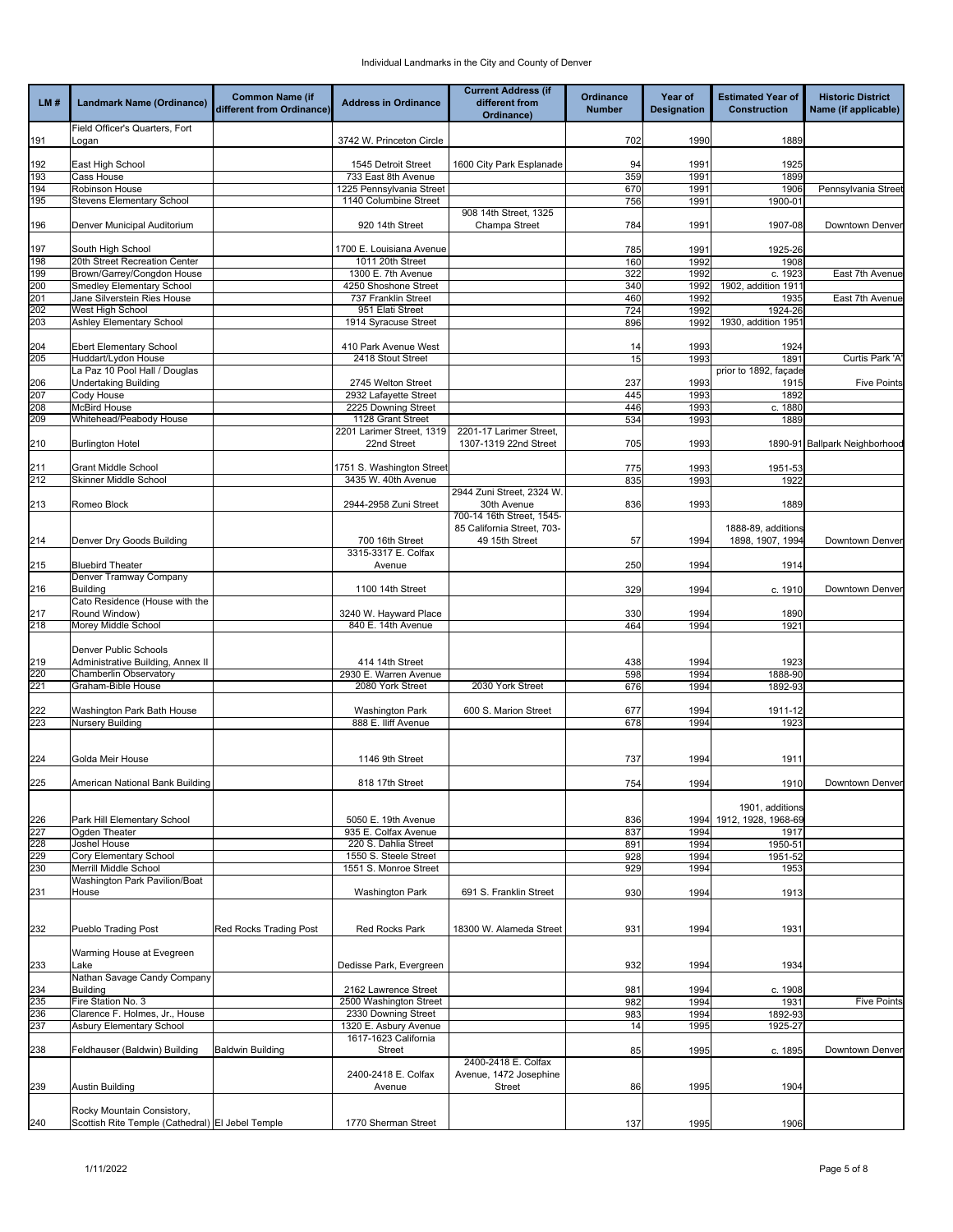Individual Landmarks in the City and County of Denver

| LM # | Landmark Name (Ordinance) | Common Name (if different from Ordinance) | Address in Ordinance | Current Address (if different from Ordinance) | Ordinance Number | Year of Designation | Estimated Year of Construction | Historic District Name (if applicable) |
|---|---|---|---|---|---|---|---|---|
| 191 | Field Officer's Quarters, Fort Logan | | 3742 W. Princeton Circle | | 702 | 1990 | 1889 | |
| 192 | East High School | | 1545 Detroit Street | 1600 City Park Esplanade | 94 | 1991 | 1925 | |
| 193 | Cass House | | 733 East 8th Avenue | | 359 | 1991 | 1899 | |
| 194 | Robinson House | | 1225 Pennsylvania Street | | 670 | 1991 | 1906 | Pennsylvania Street |
| 195 | Stevens Elementary School | | 1140 Columbine Street | | 756 | 1991 | 1900-01 | |
| 196 | Denver Municipal Auditorium | | 920 14th Street | 908 14th Street, 1325 Champa Street | 784 | 1991 | 1907-08 | Downtown Denver |
| 197 | South High School | | 1700 E. Louisiana Avenue | | 785 | 1991 | 1925-26 | |
| 198 | 20th Street Recreation Center | | 1011 20th Street | | 160 | 1992 | 1908 | |
| 199 | Brown/Garrey/Congdon House | | 1300 E. 7th Avenue | | 322 | 1992 | c. 1923 | East 7th Avenue |
| 200 | Smedley Elementary School | | 4250 Shoshone Street | | 340 | 1992 | 1902, addition 1911 | |
| 201 | Jane Silverstein Ries House | | 737 Franklin Street | | 460 | 1992 | 1935 | East 7th Avenue |
| 202 | West High School | | 951 Elati Street | | 724 | 1992 | 1924-26 | |
| 203 | Ashley Elementary School | | 1914 Syracuse Street | | 896 | 1992 | 1930, addition 1951 | |
| 204 | Ebert Elementary School | | 410 Park Avenue West | | 14 | 1993 | 1924 | |
| 205 | Huddart/Lydon House | | 2418 Stout Street | | 15 | 1993 | 1891 | Curtis Park 'A' |
| 206 | La Paz 10 Pool Hall / Douglas Undertaking Building | | 2745 Welton Street | | 237 | 1993 | prior to 1892, façade 1915 | Five Points |
| 207 | Cody House | | 2932 Lafayette Street | | 445 | 1993 | 1892 | |
| 208 | McBird House | | 2225 Downing Street | | 446 | 1993 | c. 1880 | |
| 209 | Whitehead/Peabody House | | 1128 Grant Street | | 534 | 1993 | 1889 | |
| 210 | Burlington Hotel | | 2201 Larimer Street, 1319 22nd Street | 2201-17 Larimer Street, 1307-1319 22nd Street | 705 | 1993 | 1890-91 | Ballpark Neighborhood |
| 211 | Grant Middle School | | 1751 S. Washington Street | | 775 | 1993 | 1951-53 | |
| 212 | Skinner Middle School | | 3435 W. 40th Avenue | | 835 | 1993 | 1922 | |
| 213 | Romeo Block | | 2944-2958 Zuni Street | 2944 Zuni Street, 2324 W. 30th Avenue | 836 | 1993 | 1889 | |
| 214 | Denver Dry Goods Building | | 700 16th Street | 700-14 16th Street, 1545-85 California Street, 703-49 15th Street | 57 | 1994 | 1888-89, additions 1898, 1907, 1994 | Downtown Denver |
| 215 | Bluebird Theater | | 3315-3317 E. Colfax Avenue | | 250 | 1994 | 1914 | |
| 216 | Denver Tramway Company Building | | 1100 14th Street | | 329 | 1994 | c. 1910 | Downtown Denver |
| 217 | Cato Residence (House with the Round Window) | | 3240 W. Hayward Place | | 330 | 1994 | 1890 | |
| 218 | Morey Middle School | | 840 E. 14th Avenue | | 464 | 1994 | 1921 | |
| 219 | Denver Public Schools Administrative Building, Annex II | | 414 14th Street | | 438 | 1994 | 1923 | |
| 220 | Chamberlin Observatory | | 2930 E. Warren Avenue | | 598 | 1994 | 1888-90 | |
| 221 | Graham-Bible House | | 2080 York Street | 2030 York Street | 676 | 1994 | 1892-93 | |
| 222 | Washington Park Bath House | | Washington Park | 600 S. Marion Street | 677 | 1994 | 1911-12 | |
| 223 | Nursery Building | | 888 E. Iliff Avenue | | 678 | 1994 | 1923 | |
| 224 | Golda Meir House | | 1146 9th Street | | 737 | 1994 | 1911 | |
| 225 | American National Bank Building | | 818 17th Street | | 754 | 1994 | 1910 | Downtown Denver |
| 226 | Park Hill Elementary School | | 5050 E. 19th Avenue | | 836 | 1994 | 1901, additions 1912, 1928, 1968-69 | |
| 227 | Ogden Theater | | 935 E. Colfax Avenue | | 837 | 1994 | 1917 | |
| 228 | Joshel House | | 220 S. Dahlia Street | | 891 | 1994 | 1950-51 | |
| 229 | Cory Elementary School | | 1550 S. Steele Street | | 928 | 1994 | 1951-52 | |
| 230 | Merrill Middle School | | 1551 S. Monroe Street | | 929 | 1994 | 1953 | |
| 231 | Washington Park Pavilion/Boat House | | Washington Park | 691 S. Franklin Street | 930 | 1994 | 1913 | |
| 232 | Pueblo Trading Post | Red Rocks Trading Post | Red Rocks Park | 18300 W. Alameda Street | 931 | 1994 | 1931 | |
| 233 | Warming House at Evegreen Lake | | Dedisse Park, Evergreen | | 932 | 1994 | 1934 | |
| 234 | Nathan Savage Candy Company Building | | 2162 Lawrence Street | | 981 | 1994 | c. 1908 | |
| 235 | Fire Station No. 3 | | 2500 Washington Street | | 982 | 1994 | 1931 | Five Points |
| 236 | Clarence F. Holmes, Jr., House | | 2330 Downing Street | | 983 | 1994 | 1892-93 | |
| 237 | Asbury Elementary School | | 1320 E. Asbury Avenue | | 14 | 1995 | 1925-27 | |
| 238 | Feldhauser (Baldwin) Building | Baldwin Building | 1617-1623 California Street | | 85 | 1995 | c. 1895 | Downtown Denver |
| 239 | Austin Building | | 2400-2418 E. Colfax Avenue | 2400-2418 E. Colfax Avenue, 1472 Josephine Street | 86 | 1995 | 1904 | |
| 240 | Rocky Mountain Consistory, Scottish Rite Temple (Cathedral) | El Jebel Temple | 1770 Sherman Street | | 137 | 1995 | 1906 | |

1/11/2022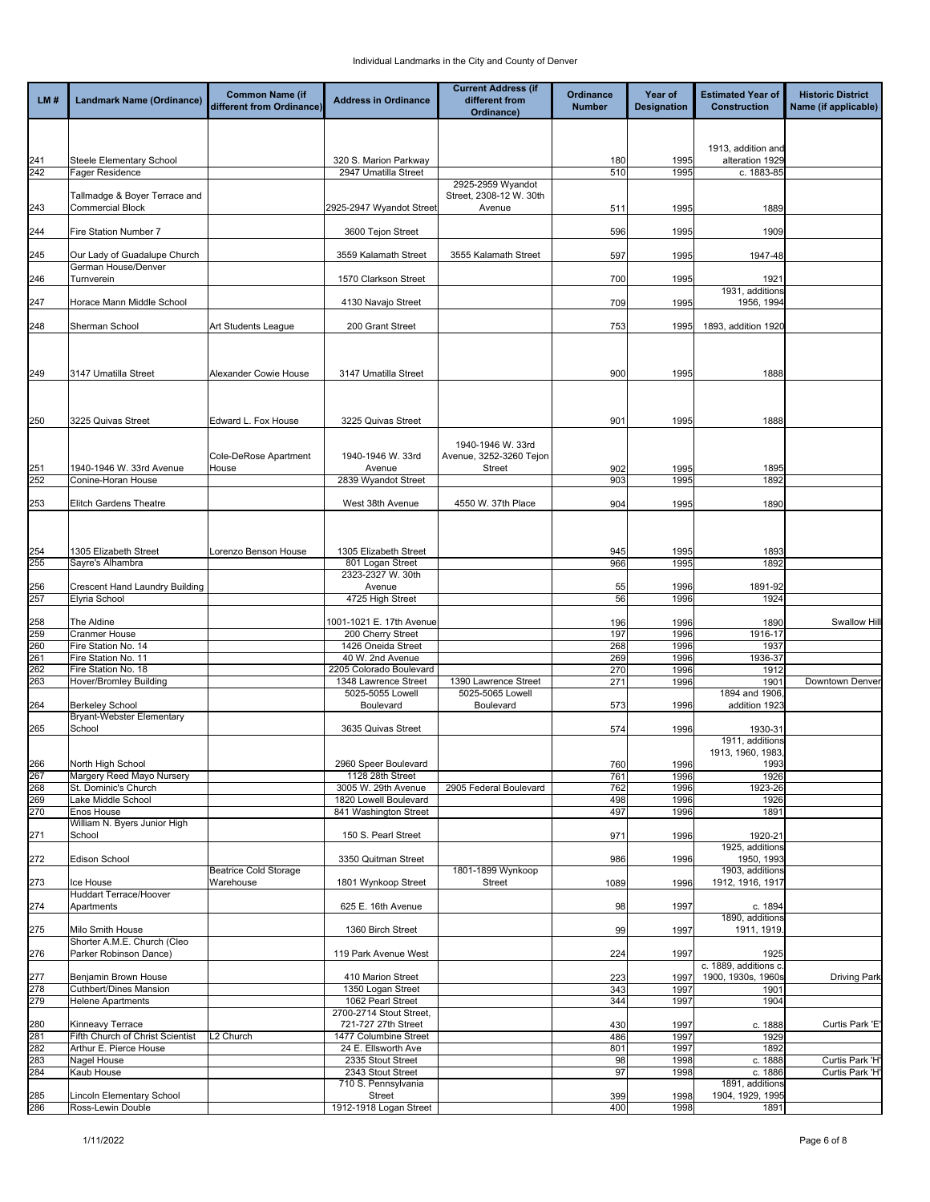Individual Landmarks in the City and County of Denver

| LM # | Landmark Name (Ordinance) | Common Name (if different from Ordinance) | Address in Ordinance | Current Address (if different from Ordinance) | Ordinance Number | Year of Designation | Estimated Year of Construction | Historic District Name (if applicable) |
|---|---|---|---|---|---|---|---|---|
| 241 | Steele Elementary School | | 320 S. Marion Parkway | | 180 | 1995 | 1913, addition and alteration 1929 | |
| 242 | Fager Residence | | 2947 Umatilla Street | | 510 | 1995 | c. 1883-85 | |
| 243 | Tallmadge & Boyer Terrace and Commercial Block | | 2925-2947 Wyandot Street | 2925-2959 Wyandot Street, 2308-12 W. 30th Avenue | 511 | 1995 | 1889 | |
| 244 | Fire Station Number 7 | | 3600 Tejon Street | | 596 | 1995 | 1909 | |
| 245 | Our Lady of Guadalupe Church | | 3559 Kalamath Street | 3555 Kalamath Street | 597 | 1995 | 1947-48 | |
| 246 | German House/Denver Turnverein | | 1570 Clarkson Street | | 700 | 1995 | 1921 | |
| 247 | Horace Mann Middle School | | 4130 Navajo Street | | 709 | 1995 | 1931, additions 1956, 1994 | |
| 248 | Sherman School | Art Students League | 200 Grant Street | | 753 | 1995 | 1893, addition 1920 | |
| 249 | 3147 Umatilla Street | Alexander Cowie House | 3147 Umatilla Street | | 900 | 1995 | 1888 | |
| 250 | 3225 Quivas Street | Edward L. Fox House | 3225 Quivas Street | | 901 | 1995 | 1888 | |
| 251 | 1940-1946 W. 33rd Avenue | Cole-DeRose Apartment House | 1940-1946 W. 33rd Avenue | 1940-1946 W. 33rd Avenue, 3252-3260 Tejon Street | 902 | 1995 | 1895 | |
| 252 | Conine-Horan House | | 2839 Wyandot Street | | 903 | 1995 | 1892 | |
| 253 | Elitch Gardens Theatre | | West 38th Avenue | 4550 W. 37th Place | 904 | 1995 | 1890 | |
| 254 | 1305 Elizabeth Street | Lorenzo Benson House | 1305 Elizabeth Street | | 945 | 1995 | 1893 | |
| 255 | Sayre's Alhambra | | 801 Logan Street | | 966 | 1995 | 1892 | |
| 256 | Crescent Hand Laundry Building | | 2323-2327 W. 30th Avenue | | 55 | 1996 | 1891-92 | |
| 257 | Elyria School | | 4725 High Street | | 56 | 1996 | 1924 | |
| 258 | The Aldine | | 1001-1021 E. 17th Avenue | | 196 | 1996 | 1890 | Swallow Hill |
| 259 | Cranmer House | | 200 Cherry Street | | 197 | 1996 | 1916-17 | |
| 260 | Fire Station No. 14 | | 1426 Oneida Street | | 268 | 1996 | 1937 | |
| 261 | Fire Station No. 11 | | 40 W. 2nd Avenue | | 269 | 1996 | 1936-37 | |
| 262 | Fire Station No. 18 | | 2205 Colorado Boulevard | | 270 | 1996 | 1912 | |
| 263 | Hover/Bromley Building | | 1348 Lawrence Street | 1390 Lawrence Street | 271 | 1996 | 1901 | Downtown Denver |
| 264 | Berkeley School | | 5025-5055 Lowell Boulevard | 5025-5065 Lowell Boulevard | 573 | 1996 | 1894 and 1906, addition 1923 | |
| 265 | Bryant-Webster Elementary School | | 3635 Quivas Street | | 574 | 1996 | 1930-31 | |
| 266 | North High School | | 2960 Speer Boulevard | | 760 | 1996 | 1911, additions 1913, 1960, 1983, 1993 | |
| 267 | Margery Reed Mayo Nursery | | 1128 28th Street | | 761 | 1996 | 1926 | |
| 268 | St. Dominic's Church | | 3005 W. 29th Avenue | 2905 Federal Boulevard | 762 | 1996 | 1923-26 | |
| 269 | Lake Middle School | | 1820 Lowell Boulevard | | 498 | 1996 | 1926 | |
| 270 | Enos House | | 841 Washington Street | | 497 | 1996 | 1891 | |
| 271 | William N. Byers Junior High School | | 150 S. Pearl Street | | 971 | 1996 | 1920-21 | |
| 272 | Edison School | | 3350 Quitman Street | | 986 | 1996 | 1925, additions 1950, 1993 | |
| 273 | Ice House | Beatrice Cold Storage Warehouse | 1801 Wynkoop Street | 1801-1899 Wynkoop Street | 1089 | 1996 | 1903, additions 1912, 1916, 1917 | |
| 274 | Huddart Terrace/Hoover Apartments | | 625 E. 16th Avenue | | 98 | 1997 | c. 1894 | |
| 275 | Milo Smith House | | 1360 Birch Street | | 99 | 1997 | 1890, additions 1911, 1919. | |
| 276 | Shorter A.M.E. Church (Cleo Parker Robinson Dance) | | 119 Park Avenue West | | 224 | 1997 | 1925 | |
| 277 | Benjamin Brown House | | 410 Marion Street | | 223 | 1997 | c. 1889, additions c. 1900, 1930s, 1960s | Driving Park |
| 278 | Cuthbert/Dines Mansion | | 1350 Logan Street | | 343 | 1997 | 1901 | |
| 279 | Helene Apartments | | 1062 Pearl Street | | 344 | 1997 | 1904 | |
| 280 | Kinneavy Terrace | | 2700-2714 Stout Street, 721-727 27th Street | | 430 | 1997 | c. 1888 | Curtis Park 'E' |
| 281 | Fifth Church of Christ Scientist | L2 Church | 1477 Columbine Street | | 486 | 1997 | 1929 | |
| 282 | Arthur E. Pierce House | | 24 E. Ellsworth Ave | | 801 | 1997 | 1892 | |
| 283 | Nagel House | | 2335 Stout Street | | 98 | 1998 | c. 1888 | Curtis Park 'H' |
| 284 | Kaub House | | 2343 Stout Street | | 97 | 1998 | c. 1886 | Curtis Park 'H' |
| 285 | Lincoln Elementary School | | 710 S. Pennsylvania Street | | 399 | 1998 | 1891, additions 1904, 1929, 1995 | |
| 286 | Ross-Lewin Double | | 1912-1918 Logan Street | | 400 | 1998 | 1891 | |

1/11/2022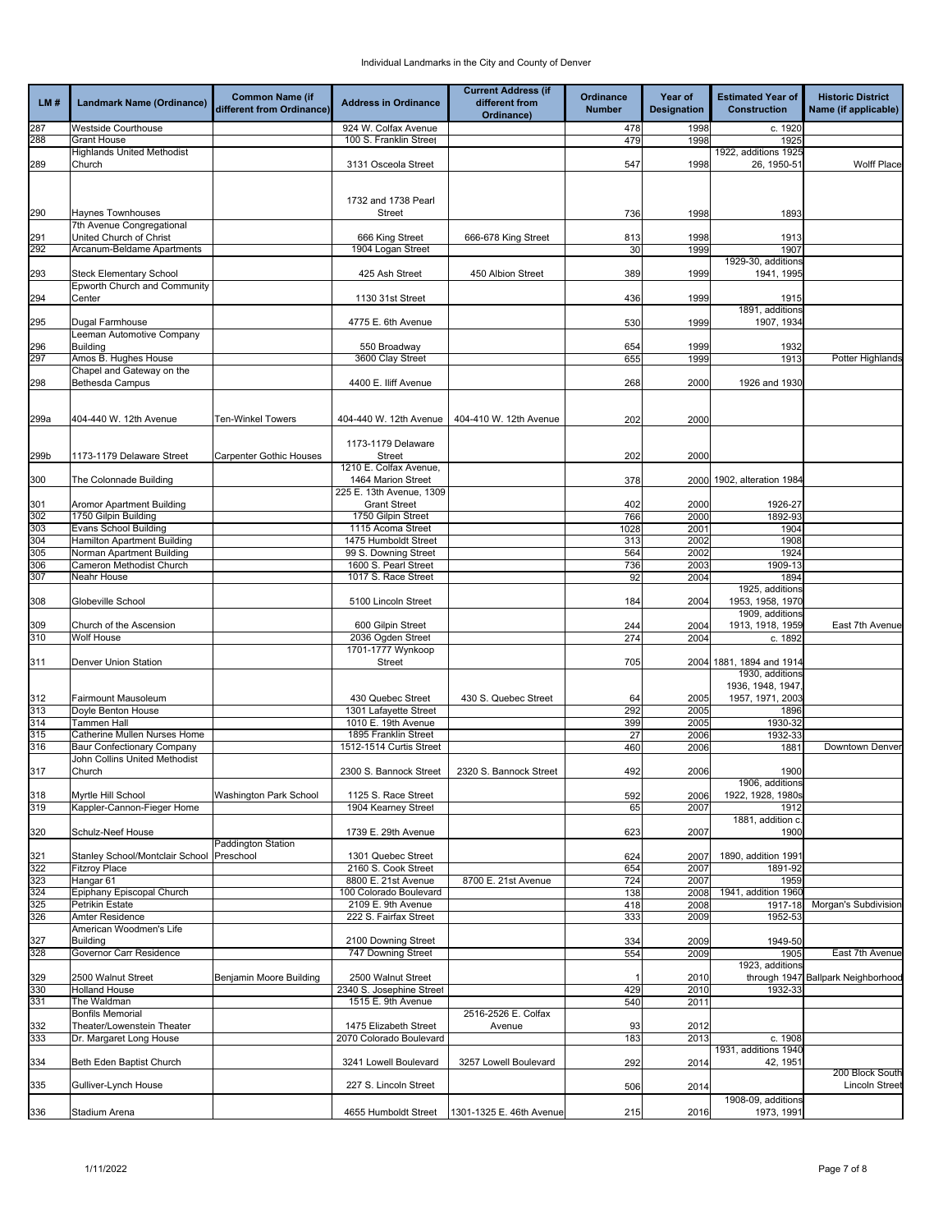# Individual Landmarks in the City and County of Denver

| LM # | Landmark Name (Ordinance) | Common Name (if different from Ordinance) | Address in Ordinance | Current Address (if different from Ordinance) | Ordinance Number | Year of Designation | Estimated Year of Construction | Historic District Name (if applicable) |
|---|---|---|---|---|---|---|---|---|
| 287 | Westside Courthouse | | 924 W. Colfax Avenue | | 478 | 1998 | c. 1920 | |
| 288 | Grant House | | 100 S. Franklin Street | | 479 | 1998 | 1925 | |
| 289 | Highlands United Methodist Church | | 3131 Osceola Street | | 547 | 1998 | 1922, additions 1925-26, 1950-51 | Wolff Place |
| 290 | Haynes Townhouses | | 1732 and 1738 Pearl Street | | 736 | 1998 | 1893 | |
| 291 | 7th Avenue Congregational United Church of Christ | | 666 King Street | 666-678 King Street | 813 | 1998 | 1913 | |
| 292 | Arcanum-Beldame Apartments | | 1904 Logan Street | | 30 | 1999 | 1907 | |
| 293 | Steck Elementary School | | 425 Ash Street | 450 Albion Street | 389 | 1999 | 1929-30, additions 1941, 1995 | |
| 294 | Epworth Church and Community Center | | 1130 31st Street | | 436 | 1999 | 1915 | |
| 295 | Dugal Farmhouse | | 4775 E. 6th Avenue | | 530 | 1999 | 1891, additions 1907, 1934 | |
| 296 | Leeman Automotive Company Building | | 550 Broadway | | 654 | 1999 | 1932 | |
| 297 | Amos B. Hughes House | | 3600 Clay Street | | 655 | 1999 | 1913 | Potter Highlands |
| 298 | Chapel and Gateway on the Bethesda Campus | | 4400 E. Iliff Avenue | | 268 | 2000 | 1926 and 1930 | |
| 299a | 404-440 W. 12th Avenue | Ten-Winkel Towers | 404-440 W. 12th Avenue | 404-410 W. 12th Avenue | 202 | 2000 | | |
| 299b | 1173-1179 Delaware Street | Carpenter Gothic Houses | 1173-1179 Delaware Street | | 202 | 2000 | | |
| 300 | The Colonnade Building | | 1210 E. Colfax Avenue, 1464 Marion Street | | 378 | 2000 | 1902, alteration 1984 | |
| 301 | Aromor Apartment Building | | 225 E. 13th Avenue, 1309 Grant Street | | 402 | 2000 | 1926-27 | |
| 302 | 1750 Gilpin Building | | 1750 Gilpin Street | | 766 | 2000 | 1892-93 | |
| 303 | Evans School Building | | 1115 Acoma Street | | 1028 | 2001 | 1904 | |
| 304 | Hamilton Apartment Building | | 1475 Humboldt Street | | 313 | 2002 | 1908 | |
| 305 | Norman Apartment Building | | 99 S. Downing Street | | 564 | 2002 | 1924 | |
| 306 | Cameron Methodist Church | | 1600 S. Pearl Street | | 736 | 2003 | 1909-13 | |
| 307 | Neahr House | | 1017 S. Race Street | | 92 | 2004 | 1894 | |
| 308 | Globeville School | | 5100 Lincoln Street | | 184 | 2004 | 1925, additions 1953, 1958, 1970 | |
| 309 | Church of the Ascension | | 600 Gilpin Street | | 244 | 2004 | 1909, additions 1913, 1918, 1959 | East 7th Avenue |
| 310 | Wolf House | | 2036 Ogden Street | | 274 | 2004 | c. 1892 | |
| 311 | Denver Union Station | | 1701-1777 Wynkoop Street | | 705 | 2004 | 1881, 1894 and 1914 | |
| 312 | Fairmount Mausoleum | | 430 Quebec Street | 430 S. Quebec Street | 64 | 2005 | 1930, additions 1936, 1948, 1947, 1957, 1971, 2003 | |
| 313 | Doyle Benton House | | 1301 Lafayette Street | | 292 | 2005 | 1896 | |
| 314 | Tammen Hall | | 1010 E. 19th Avenue | | 399 | 2005 | 1930-32 | |
| 315 | Catherine Mullen Nurses Home | | 1895 Franklin Street | | 27 | 2006 | 1932-33 | |
| 316 | Baur Confectionary Company | | 1512-1514 Curtis Street | | 460 | 2006 | 1881 | Downtown Denver |
| 317 | John Collins United Methodist Church | | 2300 S. Bannock Street | 2320 S. Bannock Street | 492 | 2006 | 1900 | |
| 318 | Myrtle Hill School | Washington Park School | 1125 S. Race Street | | 592 | 2006 | 1906, additions 1922, 1928, 1980s | |
| 319 | Kappler-Cannon-Fieger Home | | 1904 Kearney Street | | 65 | 2007 | 1912 | |
| 320 | Schulz-Neef House | | 1739 E. 29th Avenue | | 623 | 2007 | 1881, addition c. 1900 | |
| 321 | Stanley School/Montclair School | Paddington Station Preschool | 1301 Quebec Street | | 624 | 2007 | 1890, addition 1991 | |
| 322 | Fitzroy Place | | 2160 S. Cook Street | | 654 | 2007 | 1891-92 | |
| 323 | Hangar 61 | | 8800 E. 21st Avenue | 8700 E. 21st Avenue | 724 | 2007 | 1959 | |
| 324 | Epiphany Episcopal Church | | 100 Colorado Boulevard | | 138 | 2008 | 1941, addition 1960 | |
| 325 | Petrikin Estate | | 2109 E. 9th Avenue | | 418 | 2008 | 1917-18 | Morgan's Subdivision |
| 326 | Amter Residence | | 222 S. Fairfax Street | | 333 | 2009 | 1952-53 | |
| 327 | American Woodmen's Life Building | | 2100 Downing Street | | 334 | 2009 | 1949-50 | |
| 328 | Governor Carr Residence | | 747 Downing Street | | 554 | 2009 | 1905 | East 7th Avenue |
| 329 | 2500 Walnut Street | Benjamin Moore Building | 2500 Walnut Street | | 1 | 2010 | 1923, additions through 1947 | Ballpark Neighborhood |
| 330 | Holland House | | 2340 S. Josephine Street | | 429 | 2010 | 1932-33 | |
| 331 | The Waldman | | 1515 E. 9th Avenue | | 540 | 2011 | | |
| 332 | Bonfils Memorial Theater/Lowenstein Theater | | 1475 Elizabeth Street | 2516-2526 E. Colfax Avenue | 93 | 2012 | | |
| 333 | Dr. Margaret Long House | | 2070 Colorado Boulevard | | 183 | 2013 | c. 1908 | |
| 334 | Beth Eden Baptist Church | | 3241 Lowell Boulevard | 3257 Lowell Boulevard | 292 | 2014 | 1931, additions 1940-42, 1951 | |
| 335 | Gulliver-Lynch House | | 227 S. Lincoln Street | | 506 | 2014 | | 200 Block South Lincoln Street |
| 336 | Stadium Arena | | 4655 Humboldt Street | 1301-1325 E. 46th Avenue | 215 | 2016 | 1908-09, additions 1973, 1991 | |

1/11/2022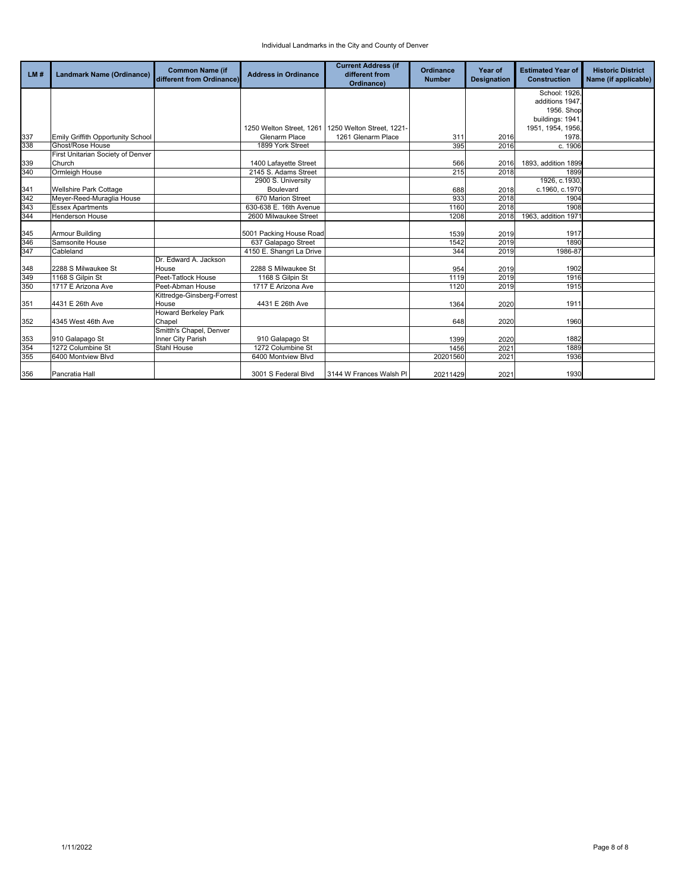Individual Landmarks in the City and County of Denver

| LM # | Landmark Name (Ordinance) | Common Name (if different from Ordinance) | Address in Ordinance | Current Address (if different from Ordinance) | Ordinance Number | Year of Designation | Estimated Year of Construction | Historic District Name (if applicable) |
|---|---|---|---|---|---|---|---|---|
| 337 | Emily Griffith Opportunity School | | 1250 Welton Street, 1261 Glenarm Place | 1250 Welton Street, 1221-1261 Glenarm Place | 311 | 2016 | School: 1926, additions 1947, 1956. Shop buildings: 1941, 1951, 1954, 1956, 1978. | |
| 338 | Ghost/Rose House | | 1899 York Street | | 395 | 2016 | c. 1906 | |
| 339 | First Unitarian Society of Denver Church | | 1400 Lafayette Street | | 566 | 2016 | 1893, addition 1899 | |
| 340 | Ormleigh House | | 2145 S. Adams Street | | 215 | 2018 | 1899 | |
| 341 | Wellshire Park Cottage | | 2900 S. University Boulevard | | 688 | 2018 | 1926, c.1930, c.1960, c.1970 | |
| 342 | Meyer-Reed-Muraglia House | | 670 Marion Street | | 933 | 2018 | 1904 | |
| 343 | Essex Apartments | | 630-638 E. 16th Avenue | | 1160 | 2018 | 1908 | |
| 344 | Henderson House | | 2600 Milwaukee Street | | 1208 | 2018 | 1963, addition 1971 | |
| 345 | Armour Building | | 5001 Packing House Road | | 1539 | 2019 | 1917 | |
| 346 | Samsonite House | | 637 Galapago Street | | 1542 | 2019 | 1890 | |
| 347 | Cableland | | 4150 E. Shangri La Drive | | 344 | 2019 | 1986-87 | |
| 348 | 2288 S Milwaukee St | Dr. Edward A. Jackson House | 2288 S Milwaukee St | | 954 | 2019 | 1902 | |
| 349 | 1168 S Gilpin St | Peet-Tatlock House | 1168 S Gilpin St | | 1119 | 2019 | 1916 | |
| 350 | 1717 E Arizona Ave | Peet-Abman House | 1717 E Arizona Ave | | 1120 | 2019 | 1915 | |
| 351 | 4431 E 26th Ave | Kittredge-Ginsberg-Forrest House | 4431 E 26th Ave | | 1364 | 2020 | 1911 | |
| 352 | 4345 West 46th Ave | Howard Berkeley Park Chapel | | | 648 | 2020 | 1960 | |
| 353 | 910 Galapago St | Smitth's Chapel, Denver Inner City Parish | 910 Galapago St | | 1399 | 2020 | 1882 | |
| 354 | 1272 Columbine St | Stahl House | 1272 Columbine St | | 1456 | 2021 | 1889 | |
| 355 | 6400 Montview Blvd | | 6400 Montview Blvd | | 20201560 | 2021 | 1936 | |
| 356 | Pancratia Hall | | 3001 S Federal Blvd | 3144 W Frances Walsh Pl | 20211429 | 2021 | 1930 | |

1/11/2022